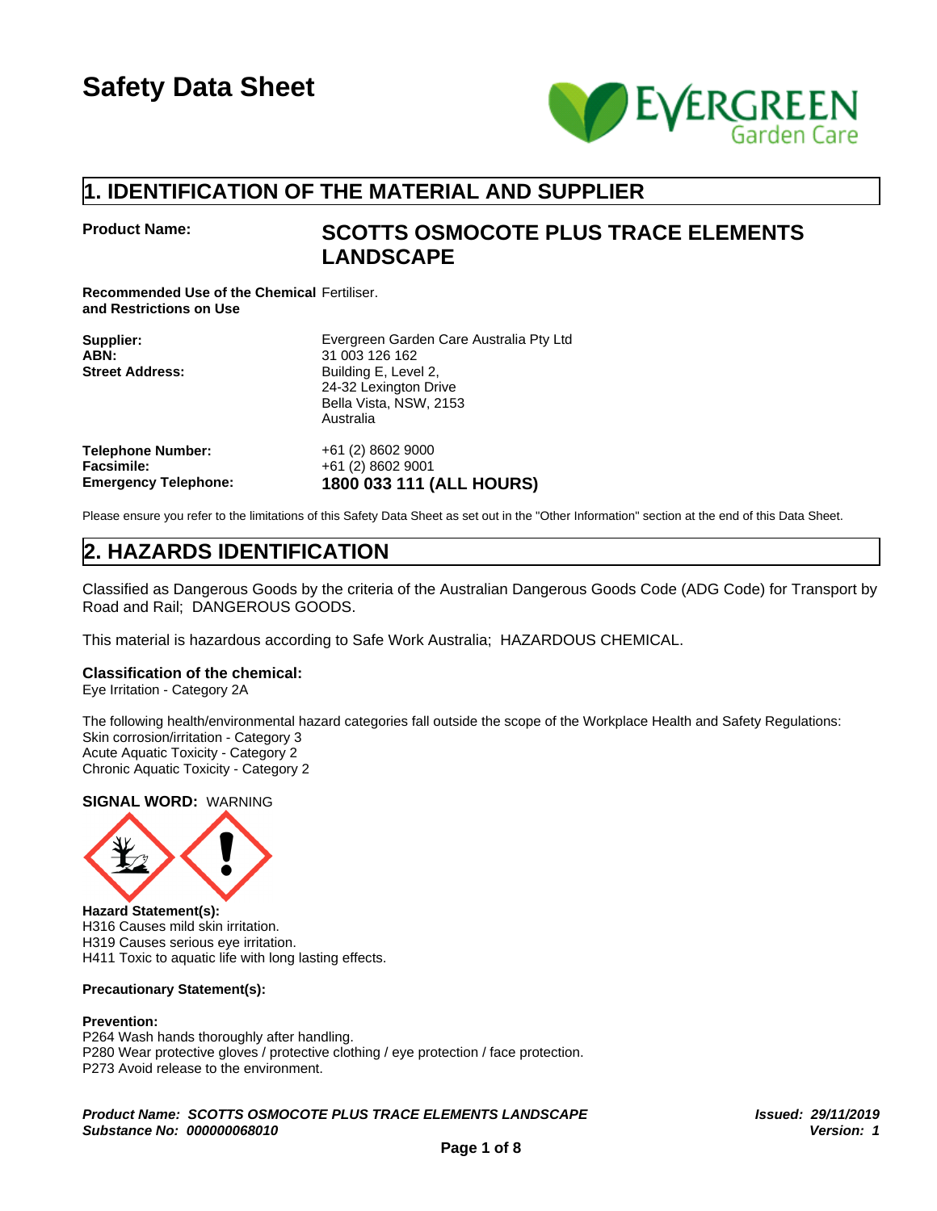# Safety Data Sheet

## 1. IDENTIFICATION OF THE MATERIAL AND SUPPLIER

**Product Name:** **SCOTTS OSMOCOTE PLUS TRACE ELEMENTS LANDSCAPE**

**Recommended Use of the Chemical and Restrictions on Use** Fertiliser.

**Supplier:** Evergreen Garden Care Australia Pty Ltd
**ABN:** 31 003 126 162
**Street Address:** Building E, Level 2,
24-32 Lexington Drive
Bella Vista, NSW, 2153
Australia

**Telephone Number:** +61 (2) 8602 9000
**Facsimile:** +61 (2) 8602 9001
**Emergency Telephone:** **1800 033 111 (ALL HOURS)**

Please ensure you refer to the limitations of this Safety Data Sheet as set out in the "Other Information" section at the end of this Data Sheet.

## 2. HAZARDS IDENTIFICATION

Classified as Dangerous Goods by the criteria of the Australian Dangerous Goods Code (ADG Code) for Transport by Road and Rail; DANGEROUS GOODS.

This material is hazardous according to Safe Work Australia; HAZARDOUS CHEMICAL.

**Classification of the chemical:**
Eye Irritation - Category 2A

The following health/environmental hazard categories fall outside the scope of the Workplace Health and Safety Regulations:
Skin corrosion/irritation - Category 3
Acute Aquatic Toxicity - Category 2
Chronic Aquatic Toxicity - Category 2

**SIGNAL WORD:** WARNING

**Hazard Statement(s):**
H316 Causes mild skin irritation.
H319 Causes serious eye irritation.
H411 Toxic to aquatic life with long lasting effects.

**Precautionary Statement(s):**

**Prevention:**
P264 Wash hands thoroughly after handling.
P280 Wear protective gloves / protective clothing / eye protection / face protection.
P273 Avoid release to the environment.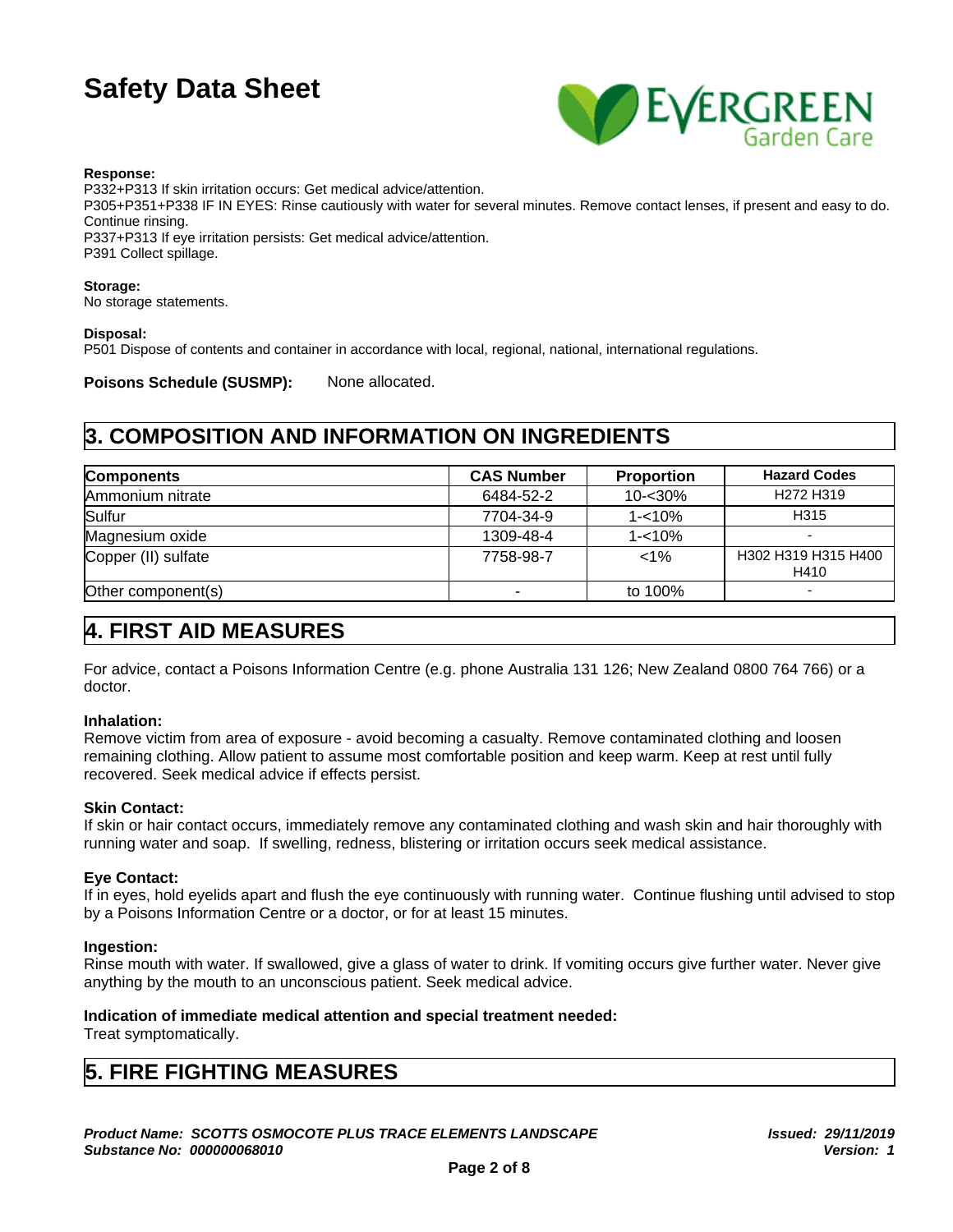**Response:**
P332+P313 If skin irritation occurs: Get medical advice/attention.
P305+P351+P338 IF IN EYES: Rinse cautiously with water for several minutes. Remove contact lenses, if present and easy to do. Continue rinsing.
P337+P313 If eye irritation persists: Get medical advice/attention.
P391 Collect spillage.

**Storage:**
No storage statements.

**Disposal:**
P501 Dispose of contents and container in accordance with local, regional, national, international regulations.

**Poisons Schedule (SUSMP):** None allocated.

## 3. COMPOSITION AND INFORMATION ON INGREDIENTS

| Components | CAS Number | Proportion | Hazard Codes |
|---|---|---|---|
| Ammonium nitrate | 6484-52-2 | 10-<30% | H272 H319 |
| Sulfur | 7704-34-9 | 1-<10% | H315 |
| Magnesium oxide | 1309-48-4 | 1-<10% | - |
| Copper (II) sulfate | 7758-98-7 | <1% | H302 H319 H315 H400 H410 |
| Other component(s) | - | to 100% | - |

## 4. FIRST AID MEASURES

For advice, contact a Poisons Information Centre (e.g. phone Australia 131 126; New Zealand 0800 764 766) or a doctor.

**Inhalation:**
Remove victim from area of exposure - avoid becoming a casualty. Remove contaminated clothing and loosen remaining clothing. Allow patient to assume most comfortable position and keep warm. Keep at rest until fully recovered. Seek medical advice if effects persist.

**Skin Contact:**
If skin or hair contact occurs, immediately remove any contaminated clothing and wash skin and hair thoroughly with running water and soap. If swelling, redness, blistering or irritation occurs seek medical assistance.

**Eye Contact:**
If in eyes, hold eyelids apart and flush the eye continuously with running water. Continue flushing until advised to stop by a Poisons Information Centre or a doctor, or for at least 15 minutes.

**Ingestion:**
Rinse mouth with water. If swallowed, give a glass of water to drink. If vomiting occurs give further water. Never give anything by the mouth to an unconscious patient. Seek medical advice.

**Indication of immediate medical attention and special treatment needed:**
Treat symptomatically.

## 5. FIRE FIGHTING MEASURES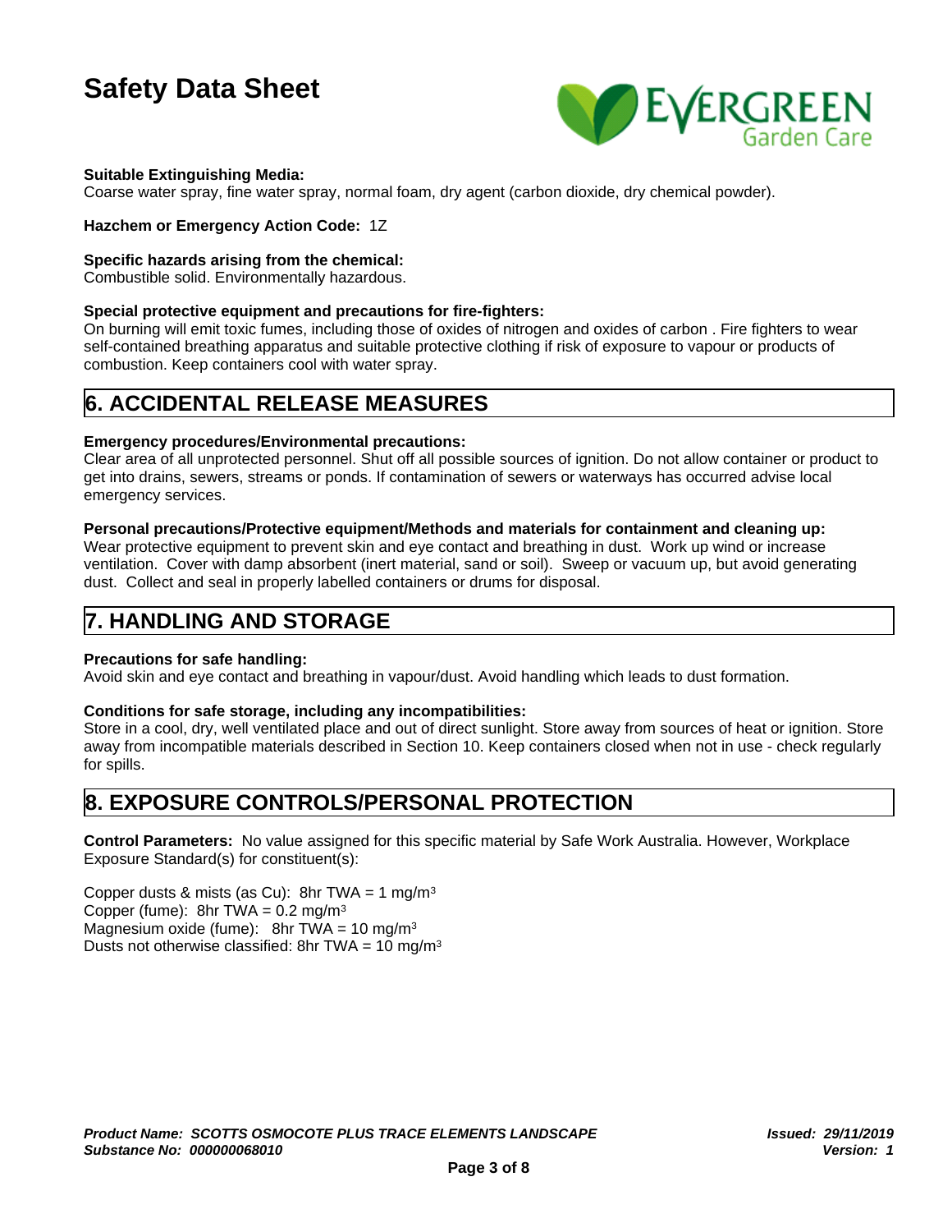**Suitable Extinguishing Media:**
Coarse water spray, fine water spray, normal foam, dry agent (carbon dioxide, dry chemical powder).

**Hazchem or Emergency Action Code:** 1Z

**Specific hazards arising from the chemical:**
Combustible solid. Environmentally hazardous.

**Special protective equipment and precautions for fire-fighters:**
On burning will emit toxic fumes, including those of oxides of nitrogen and oxides of carbon . Fire fighters to wear self-contained breathing apparatus and suitable protective clothing if risk of exposure to vapour or products of combustion. Keep containers cool with water spray.

## 6. ACCIDENTAL RELEASE MEASURES

**Emergency procedures/Environmental precautions:**
Clear area of all unprotected personnel. Shut off all possible sources of ignition. Do not allow container or product to get into drains, sewers, streams or ponds. If contamination of sewers or waterways has occurred advise local emergency services.

**Personal precautions/Protective equipment/Methods and materials for containment and cleaning up:**
Wear protective equipment to prevent skin and eye contact and breathing in dust. Work up wind or increase ventilation. Cover with damp absorbent (inert material, sand or soil). Sweep or vacuum up, but avoid generating dust. Collect and seal in properly labelled containers or drums for disposal.

## 7. HANDLING AND STORAGE

**Precautions for safe handling:**
Avoid skin and eye contact and breathing in vapour/dust. Avoid handling which leads to dust formation.

**Conditions for safe storage, including any incompatibilities:**
Store in a cool, dry, well ventilated place and out of direct sunlight. Store away from sources of heat or ignition. Store away from incompatible materials described in Section 10. Keep containers closed when not in use - check regularly for spills.

## 8. EXPOSURE CONTROLS/PERSONAL PROTECTION

**Control Parameters:** No value assigned for this specific material by Safe Work Australia. However, Workplace Exposure Standard(s) for constituent(s):

Copper dusts & mists (as Cu): 8hr TWA = 1 mg/m$^3$
Copper (fume): 8hr TWA = 0.2 mg/m$^3$
Magnesium oxide (fume): 8hr TWA = 10 mg/m$^3$
Dusts not otherwise classified: 8hr TWA = 10 mg/m$^3$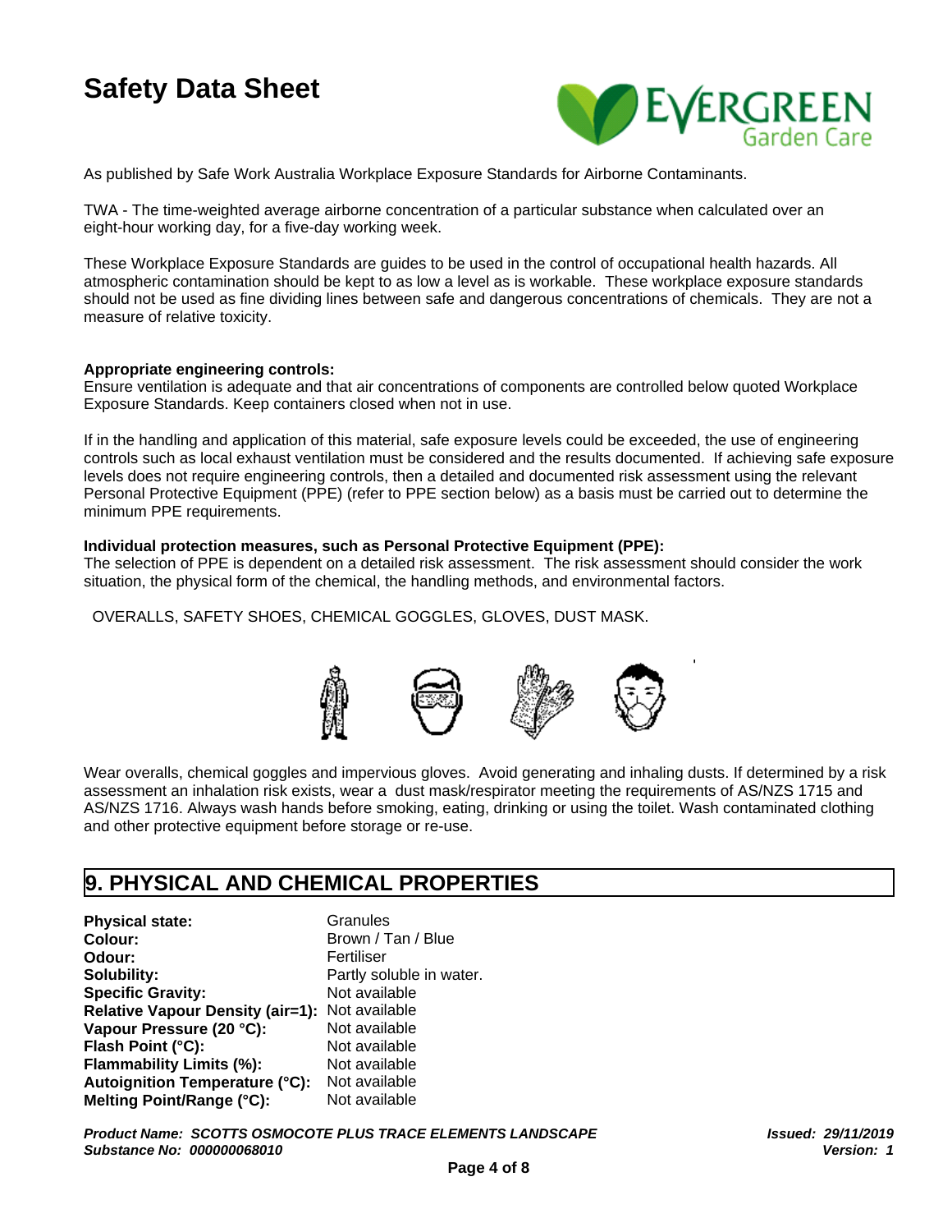As published by Safe Work Australia Workplace Exposure Standards for Airborne Contaminants.

TWA - The time-weighted average airborne concentration of a particular substance when calculated over an eight-hour working day, for a five-day working week.

These Workplace Exposure Standards are guides to be used in the control of occupational health hazards. All atmospheric contamination should be kept to as low a level as is workable. These workplace exposure standards should not be used as fine dividing lines between safe and dangerous concentrations of chemicals. They are not a measure of relative toxicity.

**Appropriate engineering controls:**
Ensure ventilation is adequate and that air concentrations of components are controlled below quoted Workplace Exposure Standards. Keep containers closed when not in use.

If in the handling and application of this material, safe exposure levels could be exceeded, the use of engineering controls such as local exhaust ventilation must be considered and the results documented. If achieving safe exposure levels does not require engineering controls, then a detailed and documented risk assessment using the relevant Personal Protective Equipment (PPE) (refer to PPE section below) as a basis must be carried out to determine the minimum PPE requirements.

**Individual protection measures, such as Personal Protective Equipment (PPE):**
The selection of PPE is dependent on a detailed risk assessment. The risk assessment should consider the work situation, the physical form of the chemical, the handling methods, and environmental factors.

OVERALLS, SAFETY SHOES, CHEMICAL GOGGLES, GLOVES, DUST MASK.

Wear overalls, chemical goggles and impervious gloves. Avoid generating and inhaling dusts. If determined by a risk assessment an inhalation risk exists, wear a dust mask/respirator meeting the requirements of AS/NZS 1715 and AS/NZS 1716. Always wash hands before smoking, eating, drinking or using the toilet. Wash contaminated clothing and other protective equipment before storage or re-use.

## 9. PHYSICAL AND CHEMICAL PROPERTIES

| | |
|---|---|
| **Physical state:** | Granules |
| **Colour:** | Brown / Tan / Blue |
| **Odour:** | Fertiliser |
| **Solubility:** | Partly soluble in water. |
| **Specific Gravity:** | Not available |
| **Relative Vapour Density (air=1):** | Not available |
| **Vapour Pressure (20 °C):** | Not available |
| **Flash Point (°C):** | Not available |
| **Flammability Limits (%):** | Not available |
| **Autoignition Temperature (°C):** | Not available |
| **Melting Point/Range (°C):** | Not available |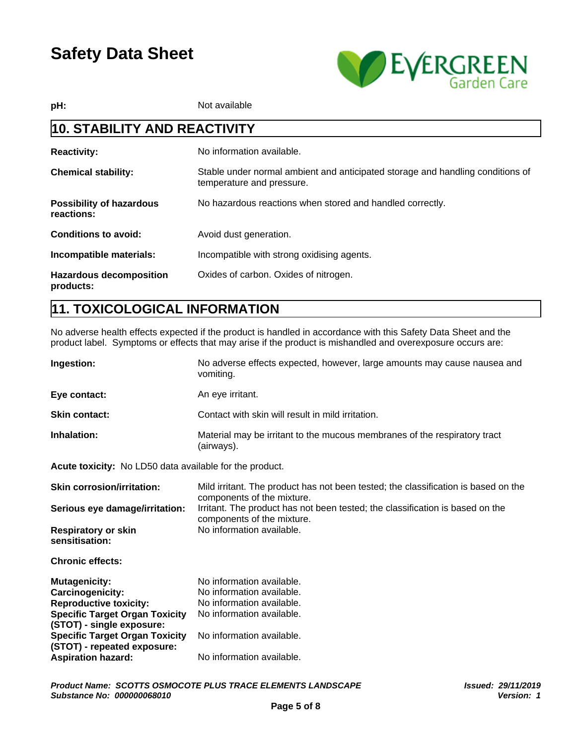**pH:** Not available

## 10. STABILITY AND REACTIVITY

| | |
|---|---|
| **Reactivity:** | No information available. |
| **Chemical stability:** | Stable under normal ambient and anticipated storage and handling conditions of temperature and pressure. |
| **Possibility of hazardous reactions:** | No hazardous reactions when stored and handled correctly. |
| **Conditions to avoid:** | Avoid dust generation. |
| **Incompatible materials:** | Incompatible with strong oxidising agents. |
| **Hazardous decomposition products:** | Oxides of carbon. Oxides of nitrogen. |

## 11. TOXICOLOGICAL INFORMATION

No adverse health effects expected if the product is handled in accordance with this Safety Data Sheet and the product label. Symptoms or effects that may arise if the product is mishandled and overexposure occurs are:

| | |
|---|---|
| **Ingestion:** | No adverse effects expected, however, large amounts may cause nausea and vomiting. |
| **Eye contact:** | An eye irritant. |
| **Skin contact:** | Contact with skin will result in mild irritation. |
| **Inhalation:** | Material may be irritant to the mucous membranes of the respiratory tract (airways). |

**Acute toxicity:** No LD50 data available for the product.

| | |
|---|---|
| **Skin corrosion/irritation:** | Mild irritant. The product has not been tested; the classification is based on the components of the mixture. |
| **Serious eye damage/irritation:** | Irritant. The product has not been tested; the classification is based on the components of the mixture. |
| **Respiratory or skin sensitisation:** | No information available. |

**Chronic effects:**

| | |
|---|---|
| **Mutagenicity:** | No information available. |
| **Carcinogenicity:** | No information available. |
| **Reproductive toxicity:** | No information available. |
| **Specific Target Organ Toxicity (STOT) - single exposure:** | No information available. |
| **Specific Target Organ Toxicity (STOT) - repeated exposure:** | No information available. |
| **Aspiration hazard:** | No information available. |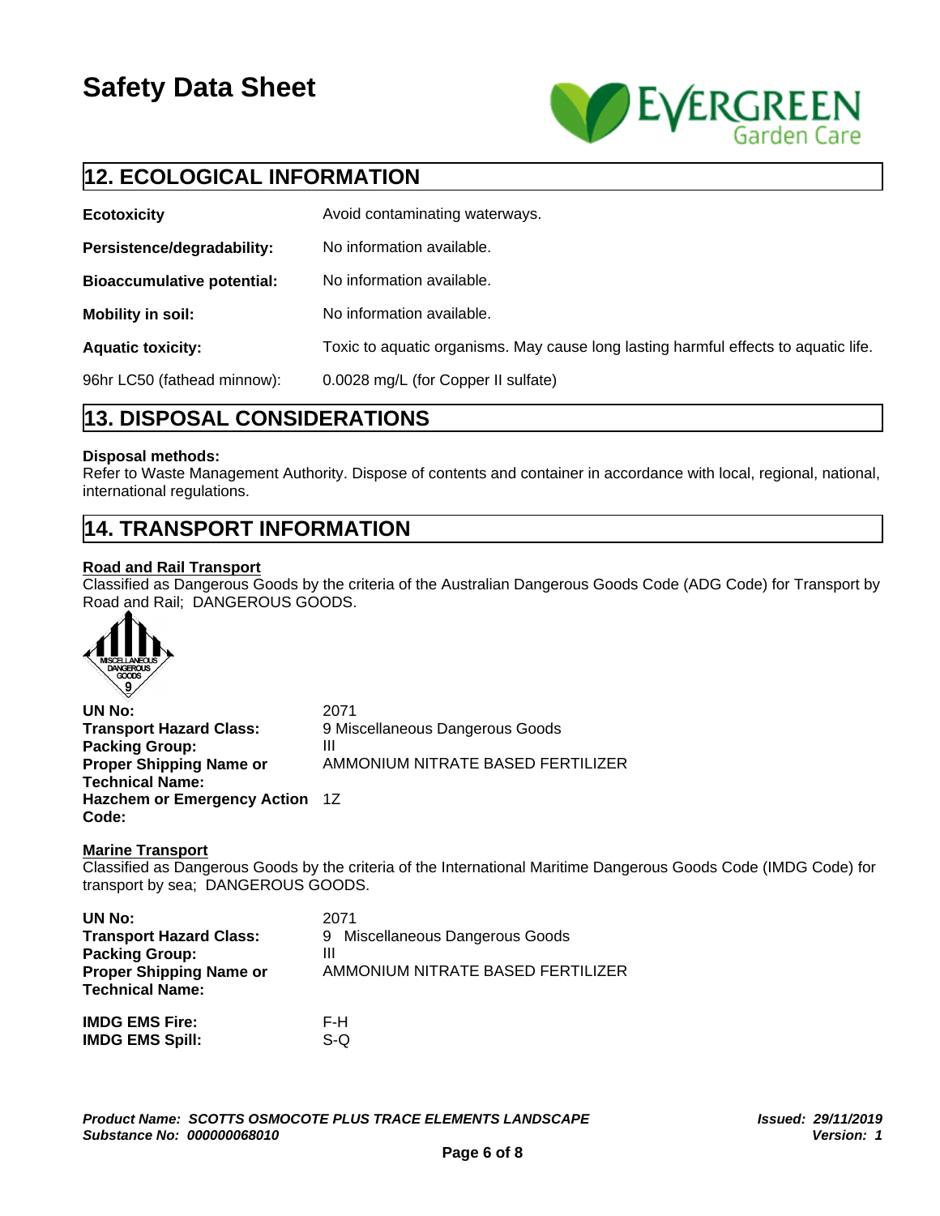## 12. ECOLOGICAL INFORMATION

| | |
|---|---|
| **Ecotoxicity** | Avoid contaminating waterways. |
| **Persistence/degradability:** | No information available. |
| **Bioaccumulative potential:** | No information available. |
| **Mobility in soil:** | No information available. |
| **Aquatic toxicity:** | Toxic to aquatic organisms. May cause long lasting harmful effects to aquatic life. |
| 96hr LC50 (fathead minnow): | 0.0028 mg/L (for Copper II sulfate) |

## 13. DISPOSAL CONSIDERATIONS

**Disposal methods:**
Refer to Waste Management Authority. Dispose of contents and container in accordance with local, regional, national, international regulations.

## 14. TRANSPORT INFORMATION

**Road and Rail Transport**
Classified as Dangerous Goods by the criteria of the Australian Dangerous Goods Code (ADG Code) for Transport by Road and Rail; DANGEROUS GOODS.

MISCELLANEOUS DANGEROUS GOODS 9

| | |
|---|---|
| **UN No:** | 2071 |
| **Transport Hazard Class:** | 9 Miscellaneous Dangerous Goods |
| **Packing Group:** | III |
| **Proper Shipping Name or Technical Name:** | AMMONIUM NITRATE BASED FERTILIZER |
| **Hazchem or Emergency Action Code:** | 1Z |

**Marine Transport**
Classified as Dangerous Goods by the criteria of the International Maritime Dangerous Goods Code (IMDG Code) for transport by sea; DANGEROUS GOODS.

| | |
|---|---|
| **UN No:** | 2071 |
| **Transport Hazard Class:** | 9 Miscellaneous Dangerous Goods |
| **Packing Group:** | III |
| **Proper Shipping Name or Technical Name:** | AMMONIUM NITRATE BASED FERTILIZER |
| **IMDG EMS Fire:** | F-H |
| **IMDG EMS Spill:** | S-Q |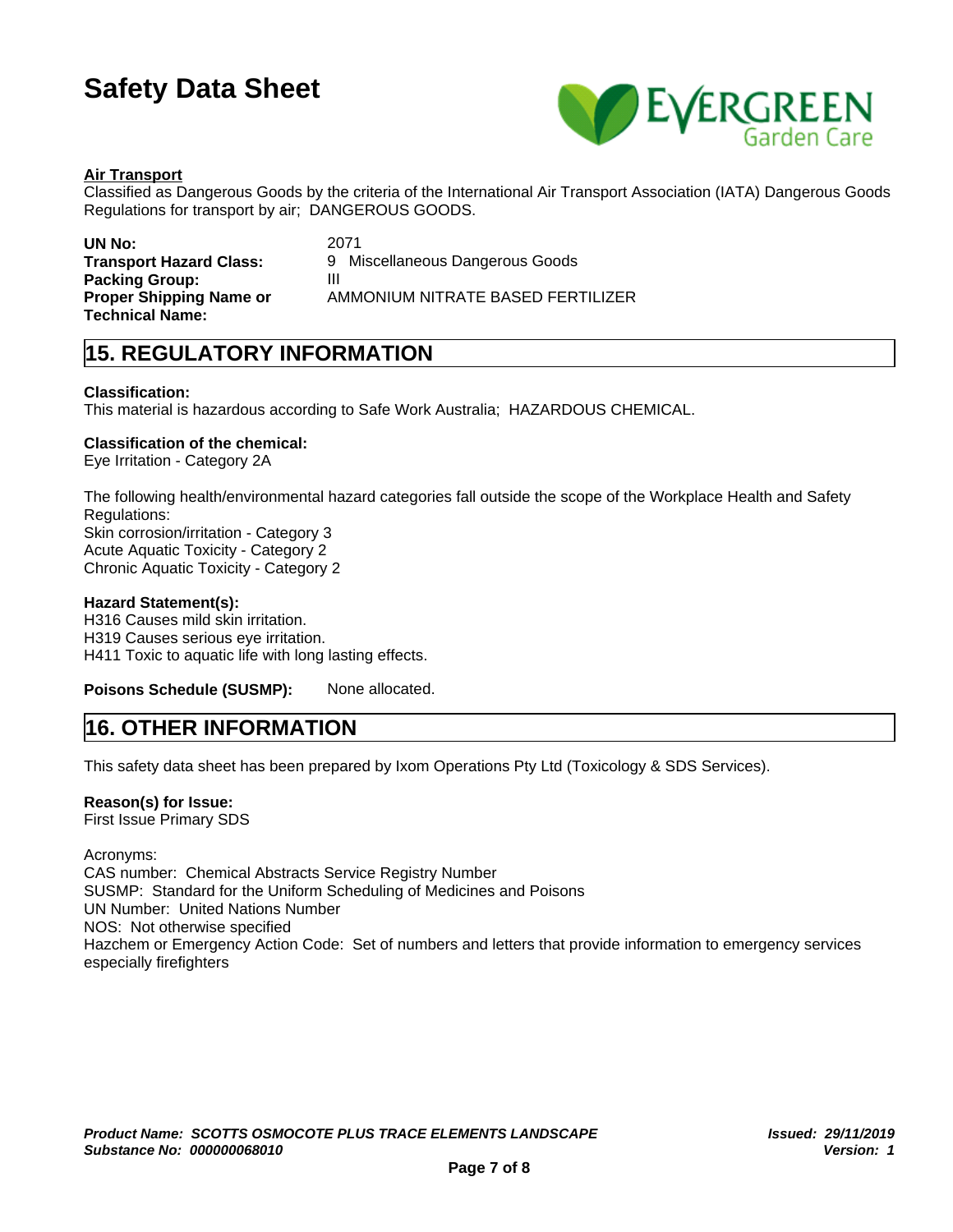**Air Transport**

Classified as Dangerous Goods by the criteria of the International Air Transport Association (IATA) Dangerous Goods Regulations for transport by air; DANGEROUS GOODS.

| | |
|---|---|
| **UN No:** | 2071 |
| **Transport Hazard Class:** | 9 Miscellaneous Dangerous Goods |
| **Packing Group:** | III |
| **Proper Shipping Name or Technical Name:** | AMMONIUM NITRATE BASED FERTILIZER |

## 15. REGULATORY INFORMATION

**Classification:**
This material is hazardous according to Safe Work Australia; HAZARDOUS CHEMICAL.

**Classification of the chemical:**
Eye Irritation - Category 2A

The following health/environmental hazard categories fall outside the scope of the Workplace Health and Safety Regulations:
Skin corrosion/irritation - Category 3
Acute Aquatic Toxicity - Category 2
Chronic Aquatic Toxicity - Category 2

**Hazard Statement(s):**
H316 Causes mild skin irritation.
H319 Causes serious eye irritation.
H411 Toxic to aquatic life with long lasting effects.

**Poisons Schedule (SUSMP):** None allocated.

## 16. OTHER INFORMATION

This safety data sheet has been prepared by Ixom Operations Pty Ltd (Toxicology & SDS Services).

**Reason(s) for Issue:**
First Issue Primary SDS

Acronyms:
CAS number: Chemical Abstracts Service Registry Number
SUSMP: Standard for the Uniform Scheduling of Medicines and Poisons
UN Number: United Nations Number
NOS: Not otherwise specified
Hazchem or Emergency Action Code: Set of numbers and letters that provide information to emergency services especially firefighters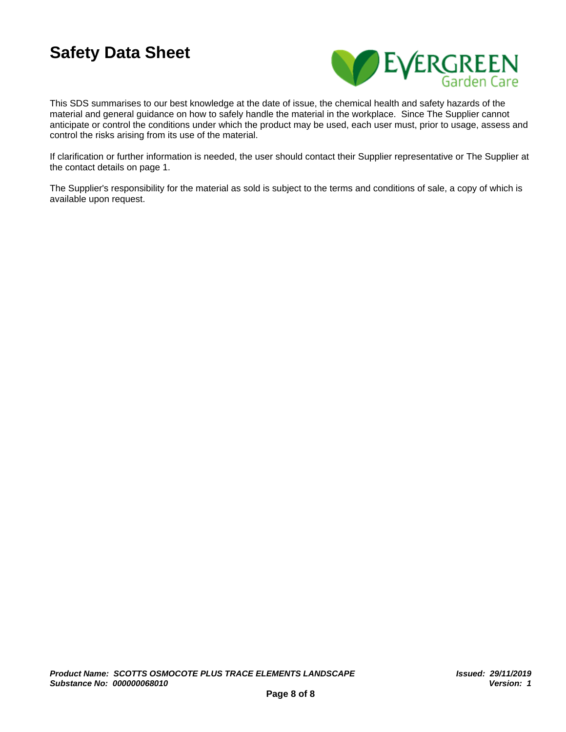This SDS summarises to our best knowledge at the date of issue, the chemical health and safety hazards of the material and general guidance on how to safely handle the material in the workplace. Since The Supplier cannot anticipate or control the conditions under which the product may be used, each user must, prior to usage, assess and control the risks arising from its use of the material.

If clarification or further information is needed, the user should contact their Supplier representative or The Supplier at the contact details on page 1.

The Supplier's responsibility for the material as sold is subject to the terms and conditions of sale, a copy of which is available upon request.